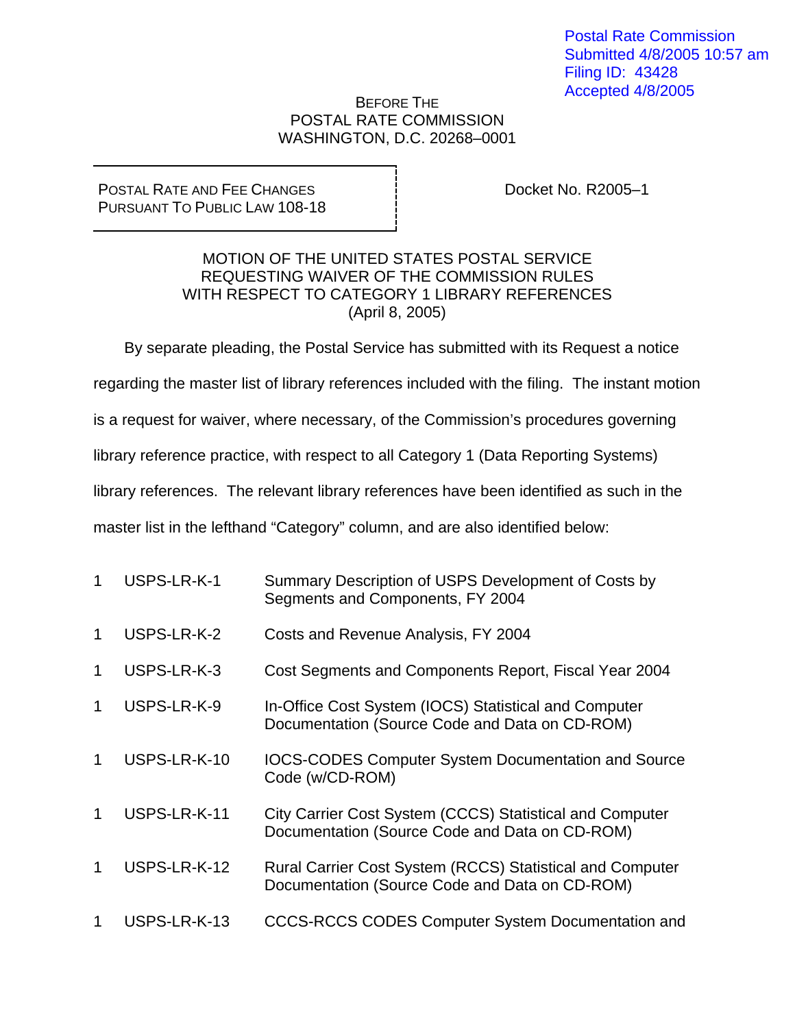Postal Rate Commission
Submitted 4/8/2005 10:57 am
Filing ID: 43428
Accepted 4/8/2005

BEFORE THE
POSTAL RATE COMMISSION
WASHINGTON, D.C. 20268–0001

POSTAL RATE AND FEE CHANGES
PURSUANT TO PUBLIC LAW 108-18

Docket No. R2005–1

MOTION OF THE UNITED STATES POSTAL SERVICE
REQUESTING WAIVER OF THE COMMISSION RULES
WITH RESPECT TO CATEGORY 1 LIBRARY REFERENCES
(April 8, 2005)

By separate pleading, the Postal Service has submitted with its Request a notice regarding the master list of library references included with the filing. The instant motion is a request for waiver, where necessary, of the Commission's procedures governing library reference practice, with respect to all Category 1 (Data Reporting Systems) library references. The relevant library references have been identified as such in the master list in the lefthand "Category" column, and are also identified below:

| | | |
|---|---|---|
| 1 | USPS-LR-K-1 | Summary Description of USPS Development of Costs by Segments and Components, FY 2004 |
| 1 | USPS-LR-K-2 | Costs and Revenue Analysis, FY 2004 |
| 1 | USPS-LR-K-3 | Cost Segments and Components Report, Fiscal Year 2004 |
| 1 | USPS-LR-K-9 | In-Office Cost System (IOCS) Statistical and Computer Documentation (Source Code and Data on CD-ROM) |
| 1 | USPS-LR-K-10 | IOCS-CODES Computer System Documentation and Source Code (w/CD-ROM) |
| 1 | USPS-LR-K-11 | City Carrier Cost System (CCCS) Statistical and Computer Documentation (Source Code and Data on CD-ROM) |
| 1 | USPS-LR-K-12 | Rural Carrier Cost System (RCCS) Statistical and Computer Documentation (Source Code and Data on CD-ROM) |
| 1 | USPS-LR-K-13 | CCCS-RCCS CODES Computer System Documentation and |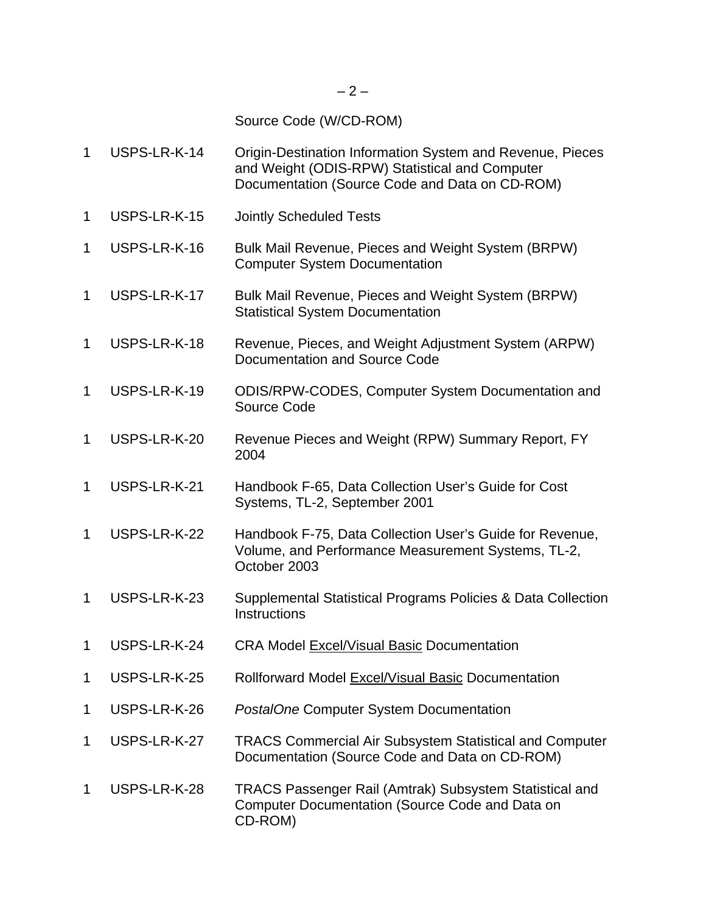Source Code (W/CD-ROM)

| | | |
|---|---|---|
| 1 | USPS-LR-K-14 | Origin-Destination Information System and Revenue, Pieces and Weight (ODIS-RPW) Statistical and Computer Documentation (Source Code and Data on CD-ROM) |
| 1 | USPS-LR-K-15 | Jointly Scheduled Tests |
| 1 | USPS-LR-K-16 | Bulk Mail Revenue, Pieces and Weight System (BRPW) Computer System Documentation |
| 1 | USPS-LR-K-17 | Bulk Mail Revenue, Pieces and Weight System (BRPW) Statistical System Documentation |
| 1 | USPS-LR-K-18 | Revenue, Pieces, and Weight Adjustment System (ARPW) Documentation and Source Code |
| 1 | USPS-LR-K-19 | ODIS/RPW-CODES, Computer System Documentation and Source Code |
| 1 | USPS-LR-K-20 | Revenue Pieces and Weight (RPW) Summary Report, FY 2004 |
| 1 | USPS-LR-K-21 | Handbook F-65, Data Collection User's Guide for Cost Systems, TL-2, September 2001 |
| 1 | USPS-LR-K-22 | Handbook F-75, Data Collection User's Guide for Revenue, Volume, and Performance Measurement Systems, TL-2, October 2003 |
| 1 | USPS-LR-K-23 | Supplemental Statistical Programs Policies & Data Collection Instructions |
| 1 | USPS-LR-K-24 | CRA Model Excel/Visual Basic Documentation |
| 1 | USPS-LR-K-25 | Rollforward Model Excel/Visual Basic Documentation |
| 1 | USPS-LR-K-26 | *PostalOne* Computer System Documentation |
| 1 | USPS-LR-K-27 | TRACS Commercial Air Subsystem Statistical and Computer Documentation (Source Code and Data on CD-ROM) |
| 1 | USPS-LR-K-28 | TRACS Passenger Rail (Amtrak) Subsystem Statistical and Computer Documentation (Source Code and Data on CD-ROM) |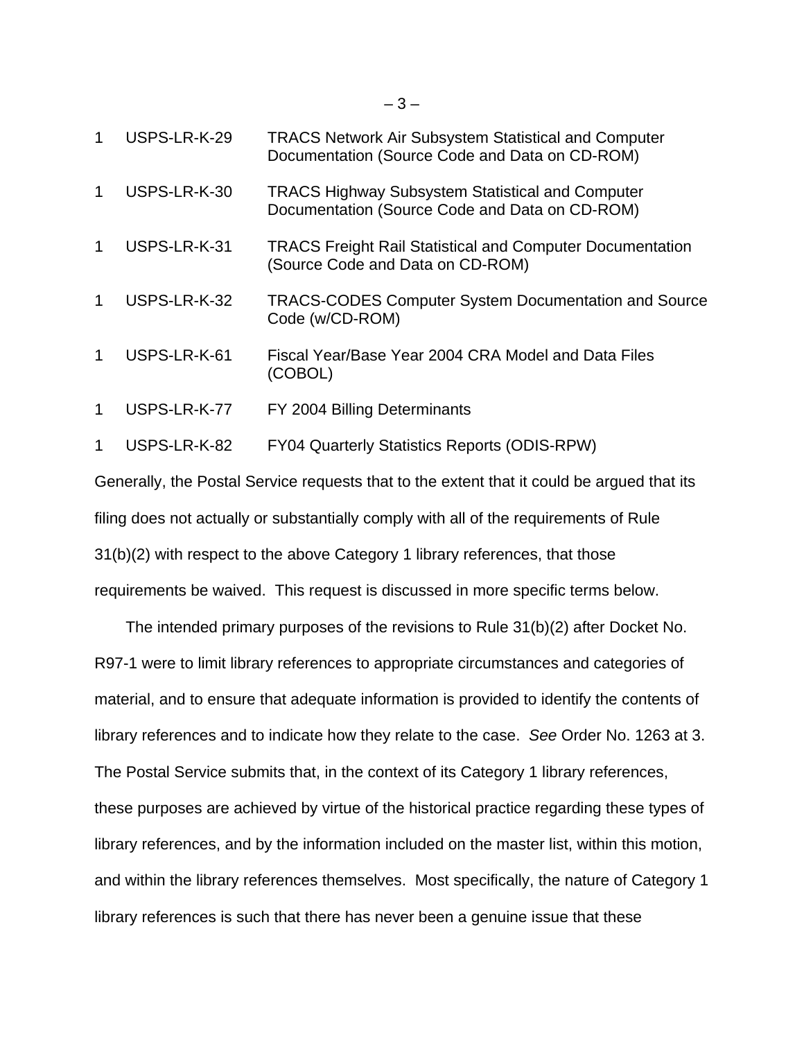| | | |
|---|---|---|
| 1 | USPS-LR-K-29 | TRACS Network Air Subsystem Statistical and Computer Documentation (Source Code and Data on CD-ROM) |
| 1 | USPS-LR-K-30 | TRACS Highway Subsystem Statistical and Computer Documentation (Source Code and Data on CD-ROM) |
| 1 | USPS-LR-K-31 | TRACS Freight Rail Statistical and Computer Documentation (Source Code and Data on CD-ROM) |
| 1 | USPS-LR-K-32 | TRACS-CODES Computer System Documentation and Source Code (w/CD-ROM) |
| 1 | USPS-LR-K-61 | Fiscal Year/Base Year 2004 CRA Model and Data Files (COBOL) |
| 1 | USPS-LR-K-77 | FY 2004 Billing Determinants |
| 1 | USPS-LR-K-82 | FY04 Quarterly Statistics Reports (ODIS-RPW) |

Generally, the Postal Service requests that to the extent that it could be argued that its filing does not actually or substantially comply with all of the requirements of Rule 31(b)(2) with respect to the above Category 1 library references, that those requirements be waived. This request is discussed in more specific terms below.

The intended primary purposes of the revisions to Rule 31(b)(2) after Docket No. R97-1 were to limit library references to appropriate circumstances and categories of material, and to ensure that adequate information is provided to identify the contents of library references and to indicate how they relate to the case. *See* Order No. 1263 at 3. The Postal Service submits that, in the context of its Category 1 library references, these purposes are achieved by virtue of the historical practice regarding these types of library references, and by the information included on the master list, within this motion, and within the library references themselves. Most specifically, the nature of Category 1 library references is such that there has never been a genuine issue that these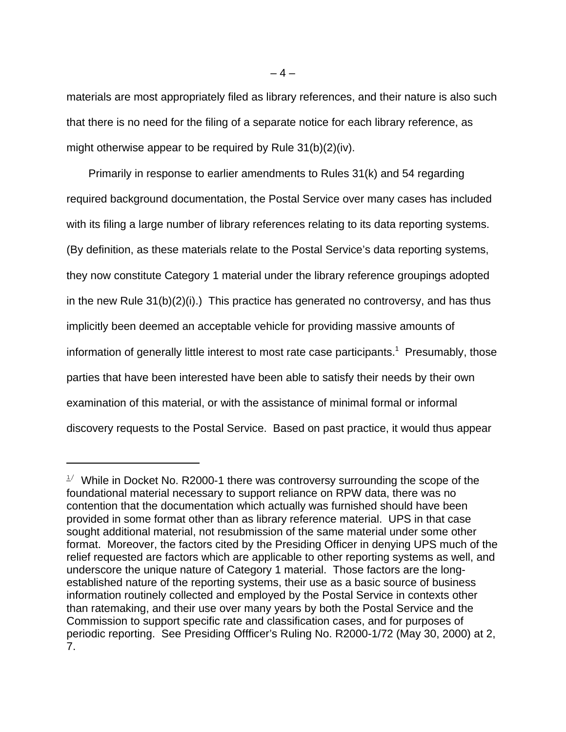materials are most appropriately filed as library references, and their nature is also such that there is no need for the filing of a separate notice for each library reference, as might otherwise appear to be required by Rule 31(b)(2)(iv).

Primarily in response to earlier amendments to Rules 31(k) and 54 regarding required background documentation, the Postal Service over many cases has included with its filing a large number of library references relating to its data reporting systems. (By definition, as these materials relate to the Postal Service's data reporting systems, they now constitute Category 1 material under the library reference groupings adopted in the new Rule 31(b)(2)(i).) This practice has generated no controversy, and has thus implicitly been deemed an acceptable vehicle for providing massive amounts of information of generally little interest to most rate case participants.[1] Presumably, those parties that have been interested have been able to satisfy their needs by their own examination of this material, or with the assistance of minimal formal or informal discovery requests to the Postal Service. Based on past practice, it would thus appear

---

[1] While in Docket No. R2000-1 there was controversy surrounding the scope of the foundational material necessary to support reliance on RPW data, there was no contention that the documentation which actually was furnished should have been provided in some format other than as library reference material. UPS in that case sought additional material, not resubmission of the same material under some other format. Moreover, the factors cited by the Presiding Officer in denying UPS much of the relief requested are factors which are applicable to other reporting systems as well, and underscore the unique nature of Category 1 material. Those factors are the long-established nature of the reporting systems, their use as a basic source of business information routinely collected and employed by the Postal Service in contexts other than ratemaking, and their use over many years by both the Postal Service and the Commission to support specific rate and classification cases, and for purposes of periodic reporting. See Presiding Offficer's Ruling No. R2000-1/72 (May 30, 2000) at 2, 7.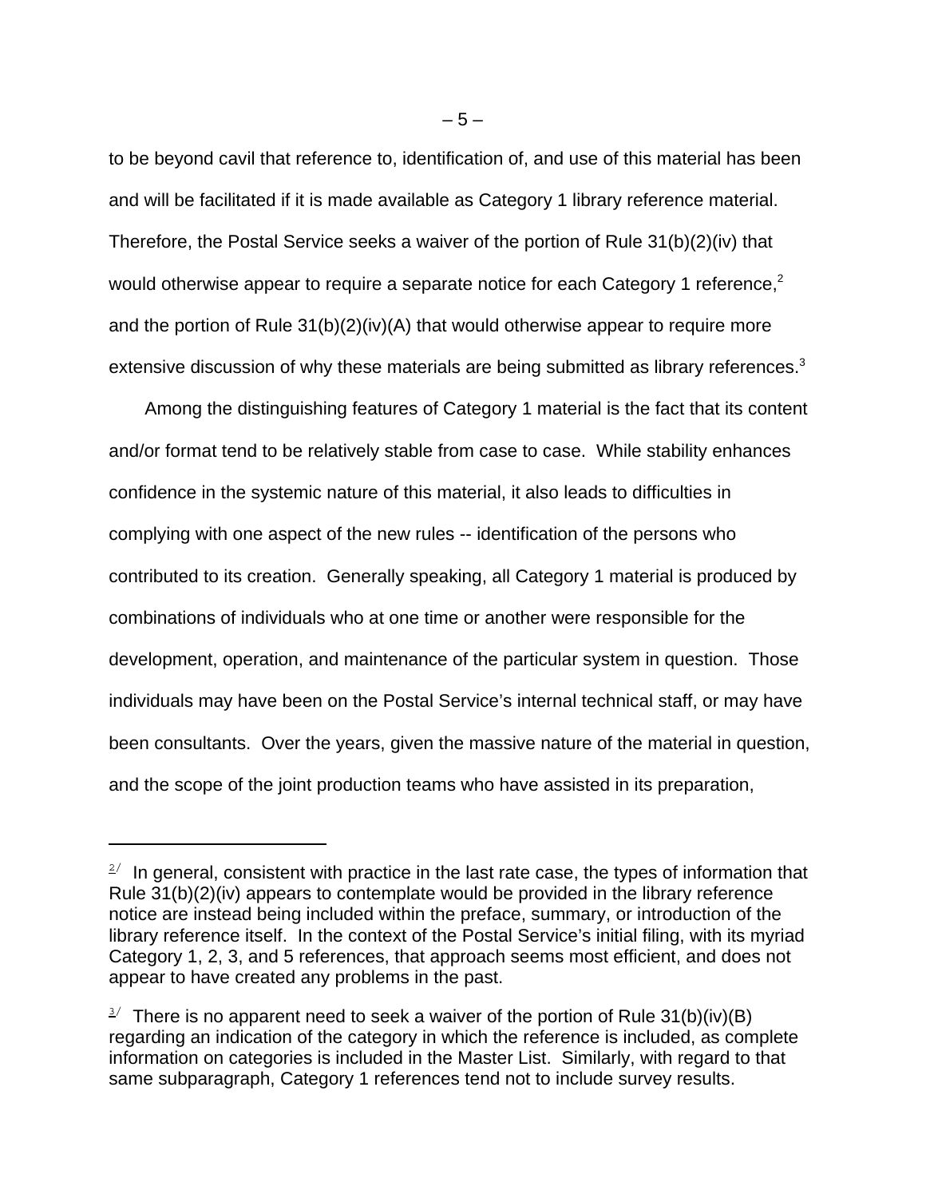to be beyond cavil that reference to, identification of, and use of this material has been and will be facilitated if it is made available as Category 1 library reference material. Therefore, the Postal Service seeks a waiver of the portion of Rule 31(b)(2)(iv) that would otherwise appear to require a separate notice for each Category 1 reference,[2] and the portion of Rule 31(b)(2)(iv)(A) that would otherwise appear to require more extensive discussion of why these materials are being submitted as library references.[3]

Among the distinguishing features of Category 1 material is the fact that its content and/or format tend to be relatively stable from case to case. While stability enhances confidence in the systemic nature of this material, it also leads to difficulties in complying with one aspect of the new rules -- identification of the persons who contributed to its creation. Generally speaking, all Category 1 material is produced by combinations of individuals who at one time or another were responsible for the development, operation, and maintenance of the particular system in question. Those individuals may have been on the Postal Service's internal technical staff, or may have been consultants. Over the years, given the massive nature of the material in question, and the scope of the joint production teams who have assisted in its preparation,

---

[2] In general, consistent with practice in the last rate case, the types of information that Rule 31(b)(2)(iv) appears to contemplate would be provided in the library reference notice are instead being included within the preface, summary, or introduction of the library reference itself. In the context of the Postal Service's initial filing, with its myriad Category 1, 2, 3, and 5 references, that approach seems most efficient, and does not appear to have created any problems in the past.

[3] There is no apparent need to seek a waiver of the portion of Rule 31(b)(iv)(B) regarding an indication of the category in which the reference is included, as complete information on categories is included in the Master List. Similarly, with regard to that same subparagraph, Category 1 references tend not to include survey results.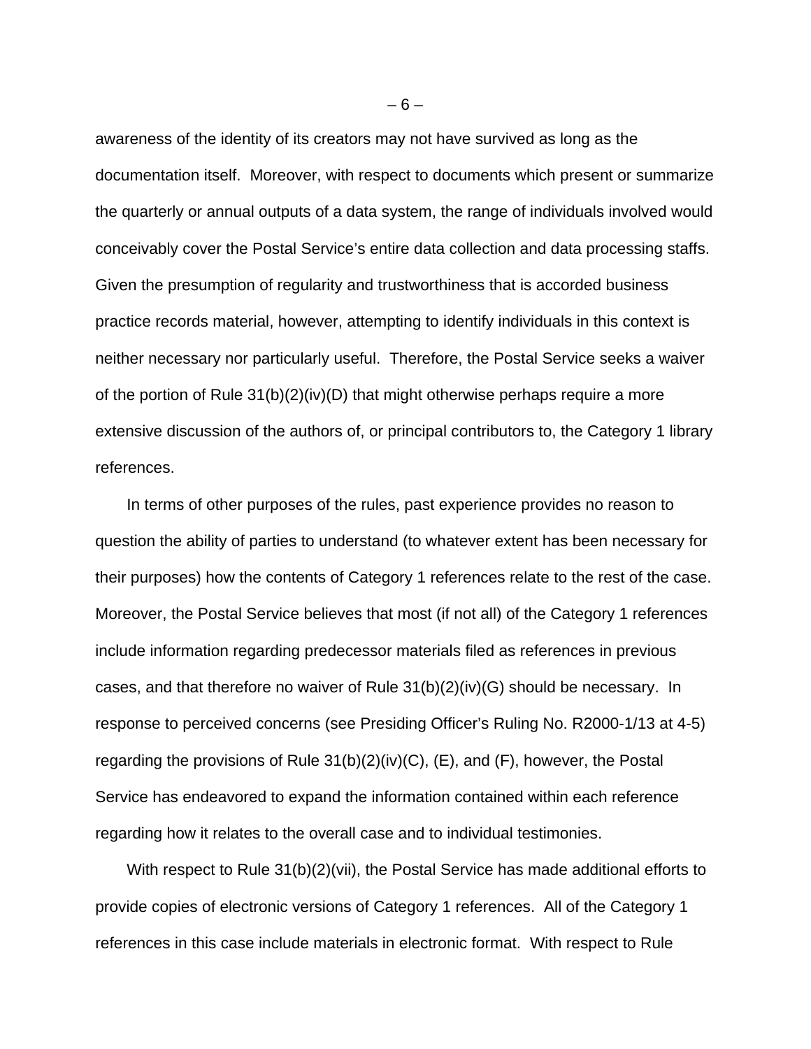awareness of the identity of its creators may not have survived as long as the documentation itself. Moreover, with respect to documents which present or summarize the quarterly or annual outputs of a data system, the range of individuals involved would conceivably cover the Postal Service's entire data collection and data processing staffs. Given the presumption of regularity and trustworthiness that is accorded business practice records material, however, attempting to identify individuals in this context is neither necessary nor particularly useful. Therefore, the Postal Service seeks a waiver of the portion of Rule 31(b)(2)(iv)(D) that might otherwise perhaps require a more extensive discussion of the authors of, or principal contributors to, the Category 1 library references.

In terms of other purposes of the rules, past experience provides no reason to question the ability of parties to understand (to whatever extent has been necessary for their purposes) how the contents of Category 1 references relate to the rest of the case. Moreover, the Postal Service believes that most (if not all) of the Category 1 references include information regarding predecessor materials filed as references in previous cases, and that therefore no waiver of Rule 31(b)(2)(iv)(G) should be necessary. In response to perceived concerns (see Presiding Officer's Ruling No. R2000-1/13 at 4-5) regarding the provisions of Rule 31(b)(2)(iv)(C), (E), and (F), however, the Postal Service has endeavored to expand the information contained within each reference regarding how it relates to the overall case and to individual testimonies.

With respect to Rule 31(b)(2)(vii), the Postal Service has made additional efforts to provide copies of electronic versions of Category 1 references. All of the Category 1 references in this case include materials in electronic format. With respect to Rule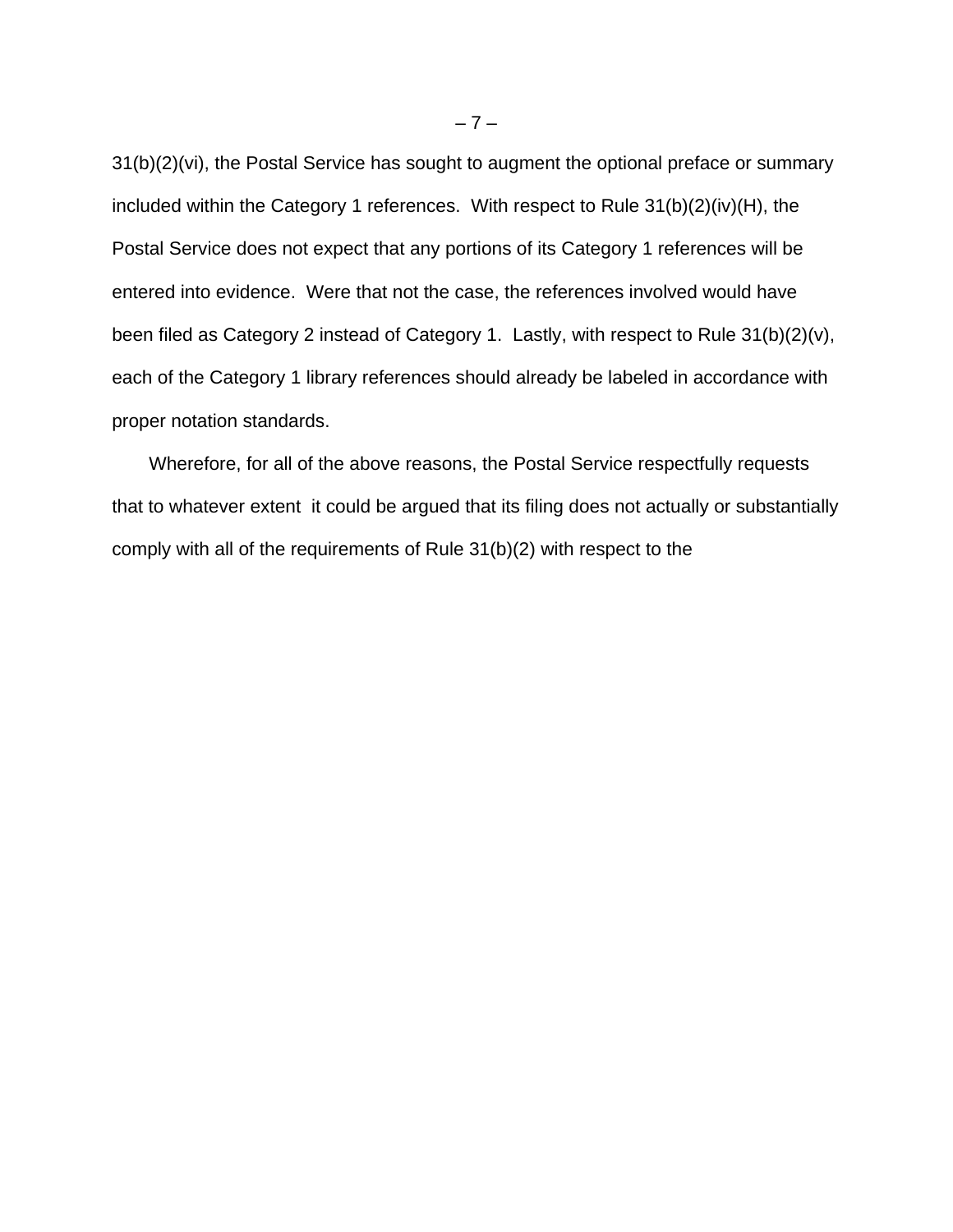31(b)(2)(vi), the Postal Service has sought to augment the optional preface or summary included within the Category 1 references. With respect to Rule 31(b)(2)(iv)(H), the Postal Service does not expect that any portions of its Category 1 references will be entered into evidence. Were that not the case, the references involved would have been filed as Category 2 instead of Category 1. Lastly, with respect to Rule 31(b)(2)(v), each of the Category 1 library references should already be labeled in accordance with proper notation standards.

Wherefore, for all of the above reasons, the Postal Service respectfully requests that to whatever extent it could be argued that its filing does not actually or substantially comply with all of the requirements of Rule 31(b)(2) with respect to the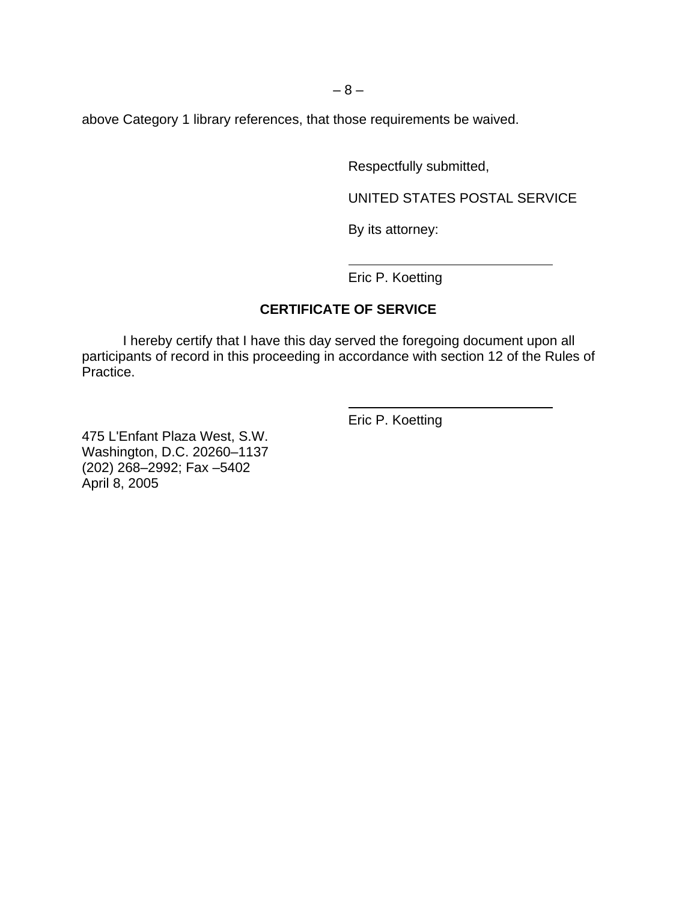above Category 1 library references, that those requirements be waived.

Respectfully submitted,

UNITED STATES POSTAL SERVICE

By its attorney:

Eric P. Koetting

**CERTIFICATE OF SERVICE**

I hereby certify that I have this day served the foregoing document upon all participants of record in this proceeding in accordance with section 12 of the Rules of Practice.

Eric P. Koetting

475 L'Enfant Plaza West, S.W.
Washington, D.C. 20260–1137
(202) 268–2992; Fax –5402
April 8, 2005